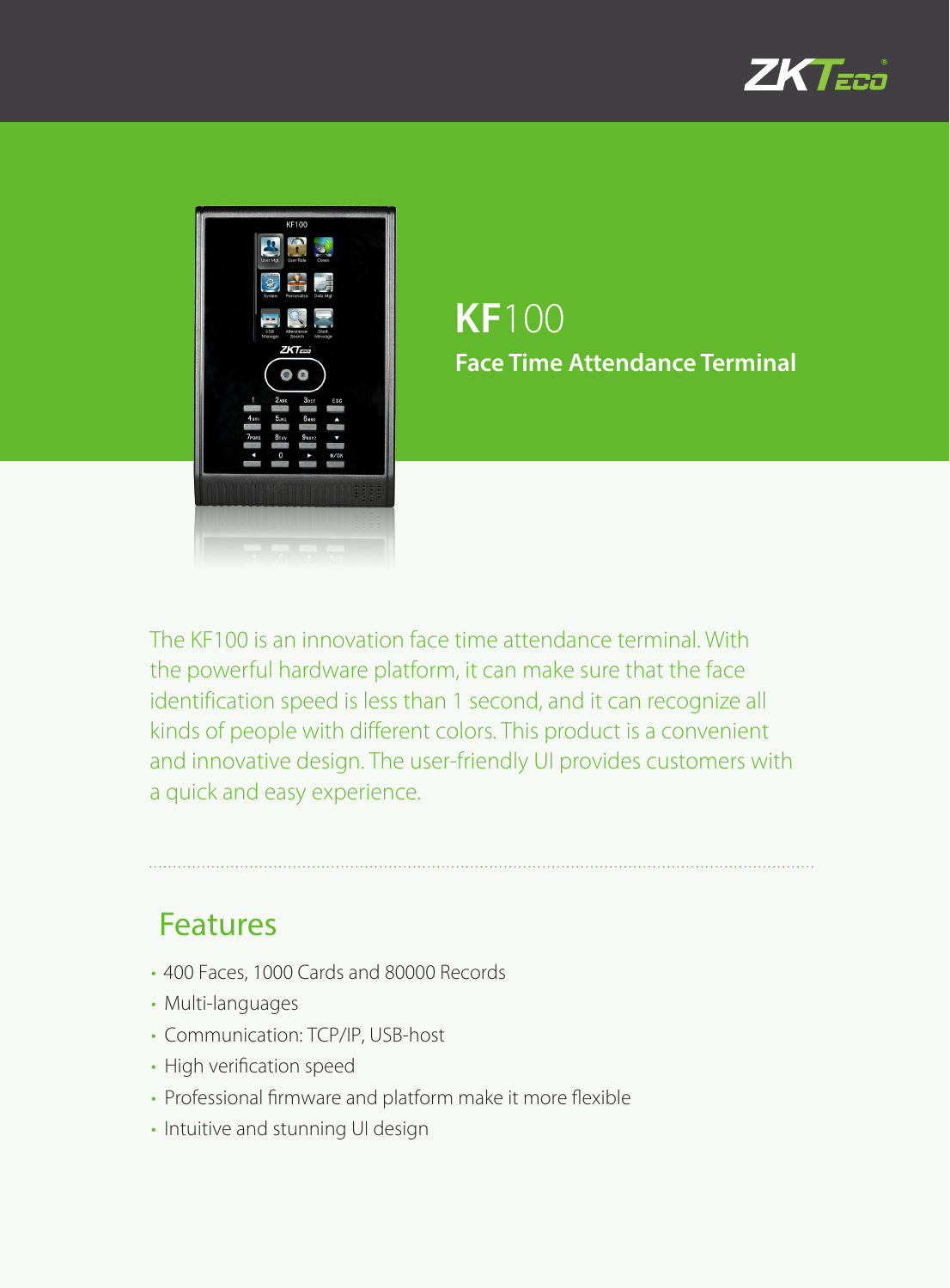# KF100

## Face Time Attendance Terminal

The KF100 is an innovation face time attendance terminal. With the powerful hardware platform, it can make sure that the face identification speed is less than 1 second, and it can recognize all kinds of people with different colors. This product is a convenient and innovative design. The user-friendly UI provides customers with a quick and easy experience.

## Features

- 400 Faces, 1000 Cards and 80000 Records
- Multi-languages
- Communication: TCP/IP, USB-host
- High verification speed
- Professional firmware and platform make it more flexible
- Intuitive and stunning UI design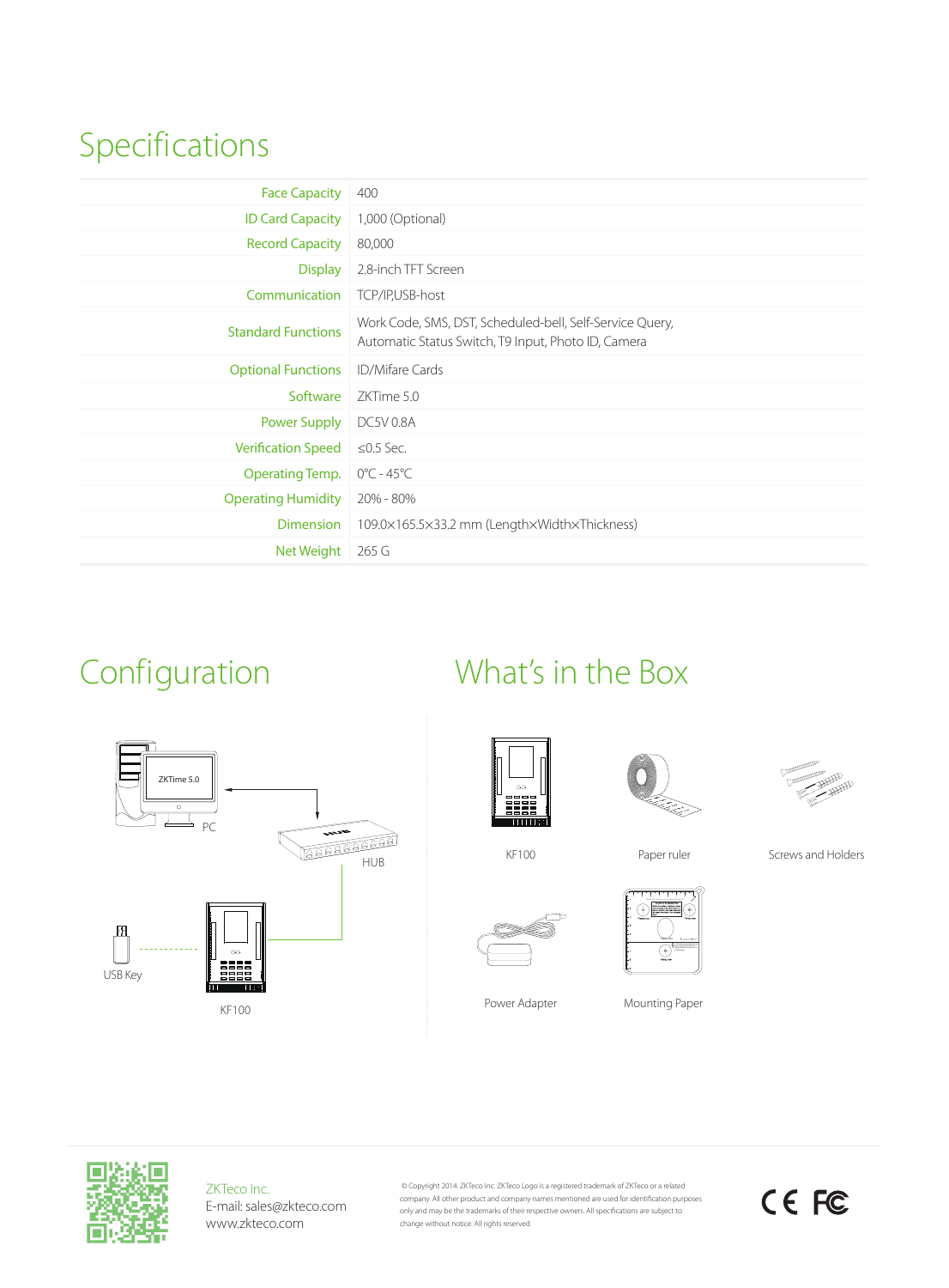# Specifications

| | |
|---|---|
| Face Capacity | 400 |
| ID Card Capacity | 1,000 (Optional) |
| Record Capacity | 80,000 |
| Display | 2.8-inch TFT Screen |
| Communication | TCP/IP,USB-host |
| Standard Functions | Work Code, SMS, DST, Scheduled-bell, Self-Service Query, Automatic Status Switch, T9 Input, Photo ID, Camera |
| Optional Functions | ID/Mifare Cards |
| Software | ZKTime 5.0 |
| Power Supply | DC5V 0.8A |
| Verification Speed | ≤0.5 Sec. |
| Operating Temp. | 0℃ - 45℃ |
| Operating Humidity | 20% - 80% |
| Dimension | 109.0×165.5×33.2 mm (Length×Width×Thickness) |
| Net Weight | 265 G |

# Configuration

ZKTime 5.0

PC

HUB

USB Key

KF100

# What's in the Box

KF100

Paper ruler

Screws and Holders

Power Adapter

Mounting Paper

ZKTeco Inc.
E-mail: sales@zkteco.com
www.zkteco.com

© Copyright 2014. ZKTeco Inc. ZKTeco Logo is a registered trademark of ZKTeco or a related company. All other product and company names mentioned are used for identification purposes only and may be the trademarks of their respective owners. All specifications are subject to change without notice. All rights reserved.